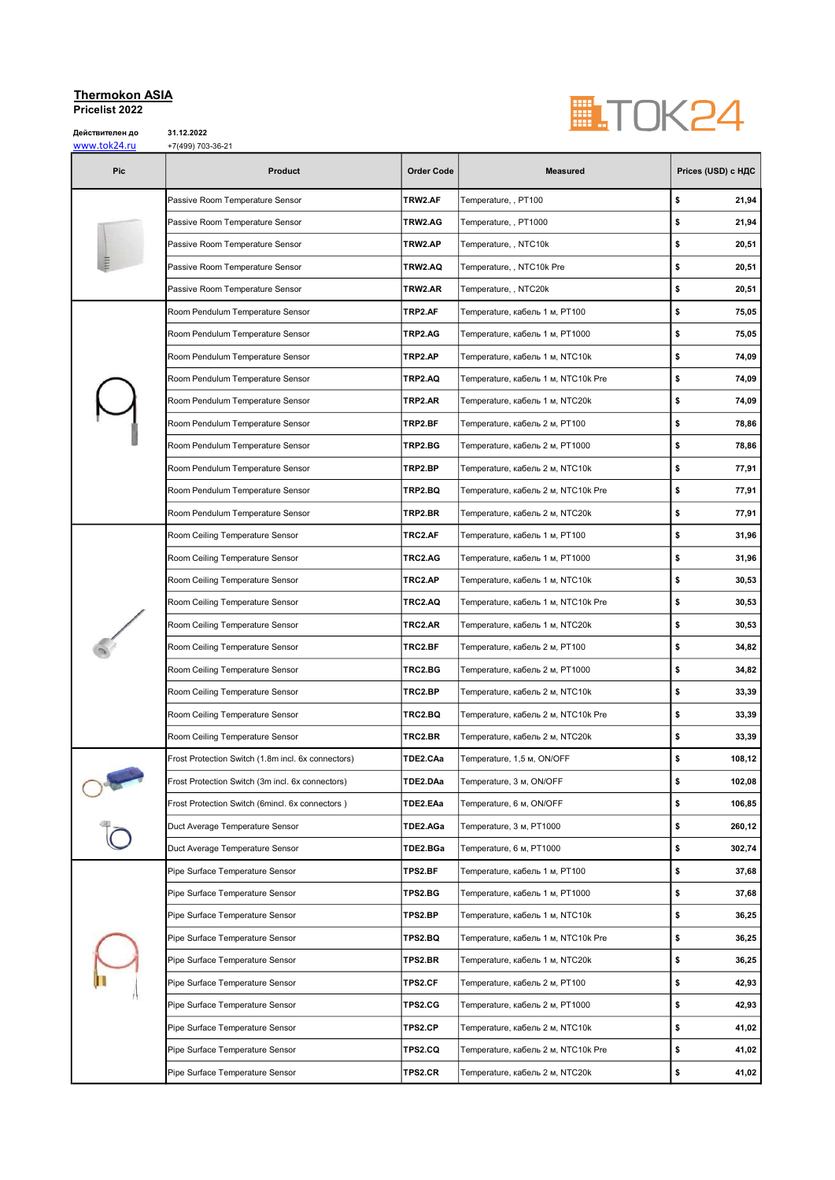**Thermokon ASIA**
**Pricelist 2022**

TOK24

Действителен до 31.12.2022

www.tok24.ru +7(499) 703-36-21

| Pic | Product | Order Code | Measured | Prices (USD) с НДС |
|---|---|---|---|---|
| | Passive Room Temperature Sensor | TRW2.AF | Temperature, , PT100 | $ 21,94 |
| | Passive Room Temperature Sensor | TRW2.AG | Temperature, , PT1000 | $ 21,94 |
| | Passive Room Temperature Sensor | TRW2.AP | Temperature, , NTC10k | $ 20,51 |
| | Passive Room Temperature Sensor | TRW2.AQ | Temperature, , NTC10k Pre | $ 20,51 |
| | Passive Room Temperature Sensor | TRW2.AR | Temperature, , NTC20k | $ 20,51 |
| | Room Pendulum Temperature Sensor | TRP2.AF | Temperature, кабель 1 м, PT100 | $ 75,05 |
| | Room Pendulum Temperature Sensor | TRP2.AG | Temperature, кабель 1 м, PT1000 | $ 75,05 |
| | Room Pendulum Temperature Sensor | TRP2.AP | Temperature, кабель 1 м, NTC10k | $ 74,09 |
| | Room Pendulum Temperature Sensor | TRP2.AQ | Temperature, кабель 1 м, NTC10k Pre | $ 74,09 |
| | Room Pendulum Temperature Sensor | TRP2.AR | Temperature, кабель 1 м, NTC20k | $ 74,09 |
| | Room Pendulum Temperature Sensor | TRP2.BF | Temperature, кабель 2 м, PT100 | $ 78,86 |
| | Room Pendulum Temperature Sensor | TRP2.BG | Temperature, кабель 2 м, PT1000 | $ 78,86 |
| | Room Pendulum Temperature Sensor | TRP2.BP | Temperature, кабель 2 м, NTC10k | $ 77,91 |
| | Room Pendulum Temperature Sensor | TRP2.BQ | Temperature, кабель 2 м, NTC10k Pre | $ 77,91 |
| | Room Pendulum Temperature Sensor | TRP2.BR | Temperature, кабель 2 м, NTC20k | $ 77,91 |
| | Room Ceiling Temperature Sensor | TRC2.AF | Temperature, кабель 1 м, PT100 | $ 31,96 |
| | Room Ceiling Temperature Sensor | TRC2.AG | Temperature, кабель 1 м, PT1000 | $ 31,96 |
| | Room Ceiling Temperature Sensor | TRC2.AP | Temperature, кабель 1 м, NTC10k | $ 30,53 |
| | Room Ceiling Temperature Sensor | TRC2.AQ | Temperature, кабель 1 м, NTC10k Pre | $ 30,53 |
| | Room Ceiling Temperature Sensor | TRC2.AR | Temperature, кабель 1 м, NTC20k | $ 30,53 |
| | Room Ceiling Temperature Sensor | TRC2.BF | Temperature, кабель 2 м, PT100 | $ 34,82 |
| | Room Ceiling Temperature Sensor | TRC2.BG | Temperature, кабель 2 м, PT1000 | $ 34,82 |
| | Room Ceiling Temperature Sensor | TRC2.BP | Temperature, кабель 2 м, NTC10k | $ 33,39 |
| | Room Ceiling Temperature Sensor | TRC2.BQ | Temperature, кабель 2 м, NTC10k Pre | $ 33,39 |
| | Room Ceiling Temperature Sensor | TRC2.BR | Temperature, кабель 2 м, NTC20k | $ 33,39 |
| | Frost Protection Switch (1.8m incl. 6x connectors) | TDE2.CAa | Temperature, 1,5 м, ON/OFF | $ 108,12 |
| | Frost Protection Switch (3m incl. 6x connectors) | TDE2.DAa | Temperature, 3 м, ON/OFF | $ 102,08 |
| | Frost Protection Switch (6mincl. 6x connectors ) | TDE2.EAa | Temperature, 6 м, ON/OFF | $ 106,85 |
| | Duct Average Temperature Sensor | TDE2.AGa | Temperature, 3 м, PT1000 | $ 260,12 |
| | Duct Average Temperature Sensor | TDE2.BGa | Temperature, 6 м, PT1000 | $ 302,74 |
| | Pipe Surface Temperature Sensor | TPS2.BF | Temperature, кабель 1 м, PT100 | $ 37,68 |
| | Pipe Surface Temperature Sensor | TPS2.BG | Temperature, кабель 1 м, PT1000 | $ 37,68 |
| | Pipe Surface Temperature Sensor | TPS2.BP | Temperature, кабель 1 м, NTC10k | $ 36,25 |
| | Pipe Surface Temperature Sensor | TPS2.BQ | Temperature, кабель 1 м, NTC10k Pre | $ 36,25 |
| | Pipe Surface Temperature Sensor | TPS2.BR | Temperature, кабель 1 м, NTC20k | $ 36,25 |
| | Pipe Surface Temperature Sensor | TPS2.CF | Temperature, кабель 2 м, PT100 | $ 42,93 |
| | Pipe Surface Temperature Sensor | TPS2.CG | Temperature, кабель 2 м, PT1000 | $ 42,93 |
| | Pipe Surface Temperature Sensor | TPS2.CP | Temperature, кабель 2 м, NTC10k | $ 41,02 |
| | Pipe Surface Temperature Sensor | TPS2.CQ | Temperature, кабель 2 м, NTC10k Pre | $ 41,02 |
| | Pipe Surface Temperature Sensor | TPS2.CR | Temperature, кабель 2 м, NTC20k | $ 41,02 |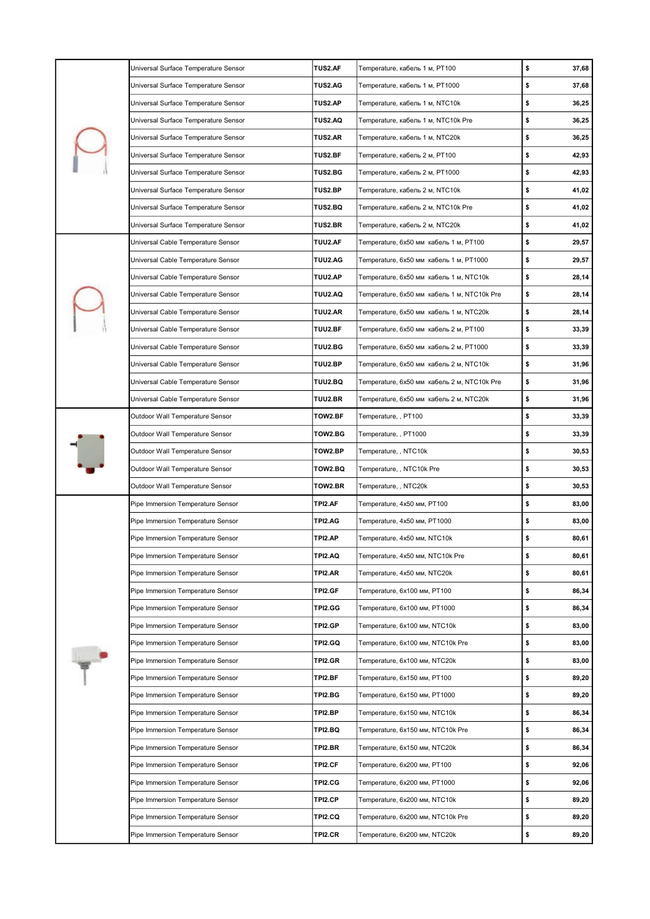| | | | | | |
|---|---|---|---|---|---|
| | Universal Surface Temperature Sensor | **TUS2.AF** | Temperature, кабель 1 м, PT100 | **$** | **37,68** |
| | Universal Surface Temperature Sensor | **TUS2.AG** | Temperature, кабель 1 м, PT1000 | **$** | **37,68** |
| | Universal Surface Temperature Sensor | **TUS2.AP** | Temperature, кабель 1 м, NTC10k | **$** | **36,25** |
| | Universal Surface Temperature Sensor | **TUS2.AQ** | Temperature, кабель 1 м, NTC10k Pre | **$** | **36,25** |
| | Universal Surface Temperature Sensor | **TUS2.AR** | Temperature, кабель 1 м, NTC20k | **$** | **36,25** |
| | Universal Surface Temperature Sensor | **TUS2.BF** | Temperature, кабель 2 м, PT100 | **$** | **42,93** |
| | Universal Surface Temperature Sensor | **TUS2.BG** | Temperature, кабель 2 м, PT1000 | **$** | **42,93** |
| | Universal Surface Temperature Sensor | **TUS2.BP** | Temperature, кабель 2 м, NTC10k | **$** | **41,02** |
| | Universal Surface Temperature Sensor | **TUS2.BQ** | Temperature, кабель 2 м, NTC10k Pre | **$** | **41,02** |
| | Universal Surface Temperature Sensor | **TUS2.BR** | Temperature, кабель 2 м, NTC20k | **$** | **41,02** |
| | Universal Cable Temperature Sensor | **TUU2.AF** | Temperature, 6x50 мм кабель 1 м, PT100 | **$** | **29,57** |
| | Universal Cable Temperature Sensor | **TUU2.AG** | Temperature, 6x50 мм кабель 1 м, PT1000 | **$** | **29,57** |
| | Universal Cable Temperature Sensor | **TUU2.AP** | Temperature, 6x50 мм кабель 1 м, NTC10k | **$** | **28,14** |
| | Universal Cable Temperature Sensor | **TUU2.AQ** | Temperature, 6x50 мм кабель 1 м, NTC10k Pre | **$** | **28,14** |
| | Universal Cable Temperature Sensor | **TUU2.AR** | Temperature, 6x50 мм кабель 1 м, NTC20k | **$** | **28,14** |
| | Universal Cable Temperature Sensor | **TUU2.BF** | Temperature, 6x50 мм кабель 2 м, PT100 | **$** | **33,39** |
| | Universal Cable Temperature Sensor | **TUU2.BG** | Temperature, 6x50 мм кабель 2 м, PT1000 | **$** | **33,39** |
| | Universal Cable Temperature Sensor | **TUU2.BP** | Temperature, 6x50 мм кабель 2 м, NTC10k | **$** | **31,96** |
| | Universal Cable Temperature Sensor | **TUU2.BQ** | Temperature, 6x50 мм кабель 2 м, NTC10k Pre | **$** | **31,96** |
| | Universal Cable Temperature Sensor | **TUU2.BR** | Temperature, 6x50 мм кабель 2 м, NTC20k | **$** | **31,96** |
| | Outdoor Wall Temperature Sensor | **TOW2.BF** | Temperature, , PT100 | **$** | **33,39** |
| | Outdoor Wall Temperature Sensor | **TOW2.BG** | Temperature, , PT1000 | **$** | **33,39** |
| | Outdoor Wall Temperature Sensor | **TOW2.BP** | Temperature, , NTC10k | **$** | **30,53** |
| | Outdoor Wall Temperature Sensor | **TOW2.BQ** | Temperature, , NTC10k Pre | **$** | **30,53** |
| | Outdoor Wall Temperature Sensor | **TOW2.BR** | Temperature, , NTC20k | **$** | **30,53** |
| | Pipe Immersion Temperature Sensor | **TPI2.AF** | Temperature, 4x50 мм, PT100 | **$** | **83,00** |
| | Pipe Immersion Temperature Sensor | **TPI2.AG** | Temperature, 4x50 мм, PT1000 | **$** | **83,00** |
| | Pipe Immersion Temperature Sensor | **TPI2.AP** | Temperature, 4x50 мм, NTC10k | **$** | **80,61** |
| | Pipe Immersion Temperature Sensor | **TPI2.AQ** | Temperature, 4x50 мм, NTC10k Pre | **$** | **80,61** |
| | Pipe Immersion Temperature Sensor | **TPI2.AR** | Temperature, 4x50 мм, NTC20k | **$** | **80,61** |
| | Pipe Immersion Temperature Sensor | **TPI2.GF** | Temperature, 6x100 мм, PT100 | **$** | **86,34** |
| | Pipe Immersion Temperature Sensor | **TPI2.GG** | Temperature, 6x100 мм, PT1000 | **$** | **86,34** |
| | Pipe Immersion Temperature Sensor | **TPI2.GP** | Temperature, 6x100 мм, NTC10k | **$** | **83,00** |
| | Pipe Immersion Temperature Sensor | **TPI2.GQ** | Temperature, 6x100 мм, NTC10k Pre | **$** | **83,00** |
| | Pipe Immersion Temperature Sensor | **TPI2.GR** | Temperature, 6x100 мм, NTC20k | **$** | **83,00** |
| | Pipe Immersion Temperature Sensor | **TPI2.BF** | Temperature, 6x150 мм, PT100 | **$** | **89,20** |
| | Pipe Immersion Temperature Sensor | **TPI2.BG** | Temperature, 6x150 мм, PT1000 | **$** | **89,20** |
| | Pipe Immersion Temperature Sensor | **TPI2.BP** | Temperature, 6x150 мм, NTC10k | **$** | **86,34** |
| | Pipe Immersion Temperature Sensor | **TPI2.BQ** | Temperature, 6x150 мм, NTC10k Pre | **$** | **86,34** |
| | Pipe Immersion Temperature Sensor | **TPI2.BR** | Temperature, 6x150 мм, NTC20k | **$** | **86,34** |
| | Pipe Immersion Temperature Sensor | **TPI2.CF** | Temperature, 6x200 мм, PT100 | **$** | **92,06** |
| | Pipe Immersion Temperature Sensor | **TPI2.CG** | Temperature, 6x200 мм, PT1000 | **$** | **92,06** |
| | Pipe Immersion Temperature Sensor | **TPI2.CP** | Temperature, 6x200 мм, NTC10k | **$** | **89,20** |
| | Pipe Immersion Temperature Sensor | **TPI2.CQ** | Temperature, 6x200 мм, NTC10k Pre | **$** | **89,20** |
| | Pipe Immersion Temperature Sensor | **TPI2.CR** | Temperature, 6x200 мм, NTC20k | **$** | **89,20** |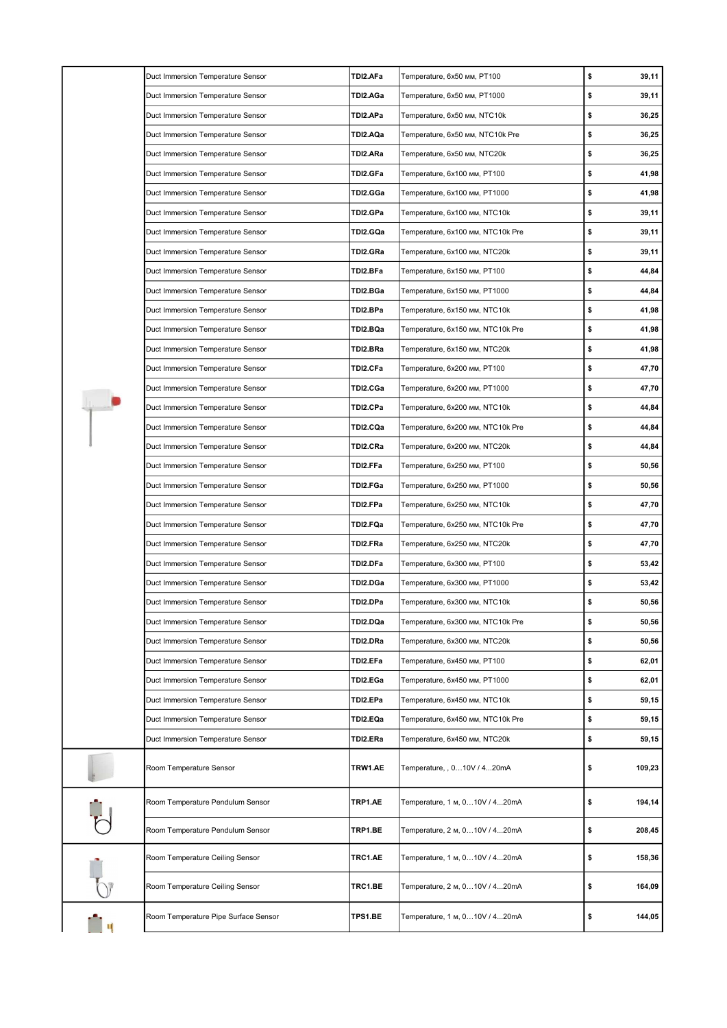| | | | | | |
|---|---|---|---|---|---|
| | Duct Immersion Temperature Sensor | TDI2.AFa | Temperature, 6x50 мм, PT100 | $ | 39,11 |
| | Duct Immersion Temperature Sensor | TDI2.AGa | Temperature, 6x50 мм, PT1000 | $ | 39,11 |
| | Duct Immersion Temperature Sensor | TDI2.APa | Temperature, 6x50 мм, NTC10k | $ | 36,25 |
| | Duct Immersion Temperature Sensor | TDI2.AQa | Temperature, 6x50 мм, NTC10k Pre | $ | 36,25 |
| | Duct Immersion Temperature Sensor | TDI2.ARa | Temperature, 6x50 мм, NTC20k | $ | 36,25 |
| | Duct Immersion Temperature Sensor | TDI2.GFa | Temperature, 6x100 мм, PT100 | $ | 41,98 |
| | Duct Immersion Temperature Sensor | TDI2.GGa | Temperature, 6x100 мм, PT1000 | $ | 41,98 |
| | Duct Immersion Temperature Sensor | TDI2.GPa | Temperature, 6x100 мм, NTC10k | $ | 39,11 |
| | Duct Immersion Temperature Sensor | TDI2.GQa | Temperature, 6x100 мм, NTC10k Pre | $ | 39,11 |
| | Duct Immersion Temperature Sensor | TDI2.GRa | Temperature, 6x100 мм, NTC20k | $ | 39,11 |
| | Duct Immersion Temperature Sensor | TDI2.BFa | Temperature, 6x150 мм, PT100 | $ | 44,84 |
| | Duct Immersion Temperature Sensor | TDI2.BGa | Temperature, 6x150 мм, PT1000 | $ | 44,84 |
| | Duct Immersion Temperature Sensor | TDI2.BPa | Temperature, 6x150 мм, NTC10k | $ | 41,98 |
| | Duct Immersion Temperature Sensor | TDI2.BQa | Temperature, 6x150 мм, NTC10k Pre | $ | 41,98 |
| | Duct Immersion Temperature Sensor | TDI2.BRa | Temperature, 6x150 мм, NTC20k | $ | 41,98 |
| | Duct Immersion Temperature Sensor | TDI2.CFa | Temperature, 6x200 мм, PT100 | $ | 47,70 |
| | Duct Immersion Temperature Sensor | TDI2.CGa | Temperature, 6x200 мм, PT1000 | $ | 47,70 |
| | Duct Immersion Temperature Sensor | TDI2.CPa | Temperature, 6x200 мм, NTC10k | $ | 44,84 |
| | Duct Immersion Temperature Sensor | TDI2.CQa | Temperature, 6x200 мм, NTC10k Pre | $ | 44,84 |
| | Duct Immersion Temperature Sensor | TDI2.CRa | Temperature, 6x200 мм, NTC20k | $ | 44,84 |
| | Duct Immersion Temperature Sensor | TDI2.FFa | Temperature, 6x250 мм, PT100 | $ | 50,56 |
| | Duct Immersion Temperature Sensor | TDI2.FGa | Temperature, 6x250 мм, PT1000 | $ | 50,56 |
| | Duct Immersion Temperature Sensor | TDI2.FPa | Temperature, 6x250 мм, NTC10k | $ | 47,70 |
| | Duct Immersion Temperature Sensor | TDI2.FQa | Temperature, 6x250 мм, NTC10k Pre | $ | 47,70 |
| | Duct Immersion Temperature Sensor | TDI2.FRa | Temperature, 6x250 мм, NTC20k | $ | 47,70 |
| | Duct Immersion Temperature Sensor | TDI2.DFa | Temperature, 6x300 мм, PT100 | $ | 53,42 |
| | Duct Immersion Temperature Sensor | TDI2.DGa | Temperature, 6x300 мм, PT1000 | $ | 53,42 |
| | Duct Immersion Temperature Sensor | TDI2.DPa | Temperature, 6x300 мм, NTC10k | $ | 50,56 |
| | Duct Immersion Temperature Sensor | TDI2.DQa | Temperature, 6x300 мм, NTC10k Pre | $ | 50,56 |
| | Duct Immersion Temperature Sensor | TDI2.DRa | Temperature, 6x300 мм, NTC20k | $ | 50,56 |
| | Duct Immersion Temperature Sensor | TDI2.EFa | Temperature, 6x450 мм, PT100 | $ | 62,01 |
| | Duct Immersion Temperature Sensor | TDI2.EGa | Temperature, 6x450 мм, PT1000 | $ | 62,01 |
| | Duct Immersion Temperature Sensor | TDI2.EPa | Temperature, 6x450 мм, NTC10k | $ | 59,15 |
| | Duct Immersion Temperature Sensor | TDI2.EQa | Temperature, 6x450 мм, NTC10k Pre | $ | 59,15 |
| | Duct Immersion Temperature Sensor | TDI2.ERa | Temperature, 6x450 мм, NTC20k | $ | 59,15 |
| | Room Temperature Sensor | TRW1.AE | Temperature, , 0...10V / 4...20mA | $ | 109,23 |
| | Room Temperature Pendulum Sensor | TRP1.AE | Temperature, 1 м, 0...10V / 4...20mA | $ | 194,14 |
| | Room Temperature Pendulum Sensor | TRP1.BE | Temperature, 2 м, 0...10V / 4...20mA | $ | 208,45 |
| | Room Temperature Ceiling Sensor | TRC1.AE | Temperature, 1 м, 0...10V / 4...20mA | $ | 158,36 |
| | Room Temperature Ceiling Sensor | TRC1.BE | Temperature, 2 м, 0...10V / 4...20mA | $ | 164,09 |
| | Room Temperature Pipe Surface Sensor | TPS1.BE | Temperature, 1 м, 0...10V / 4...20mA | $ | 144,05 |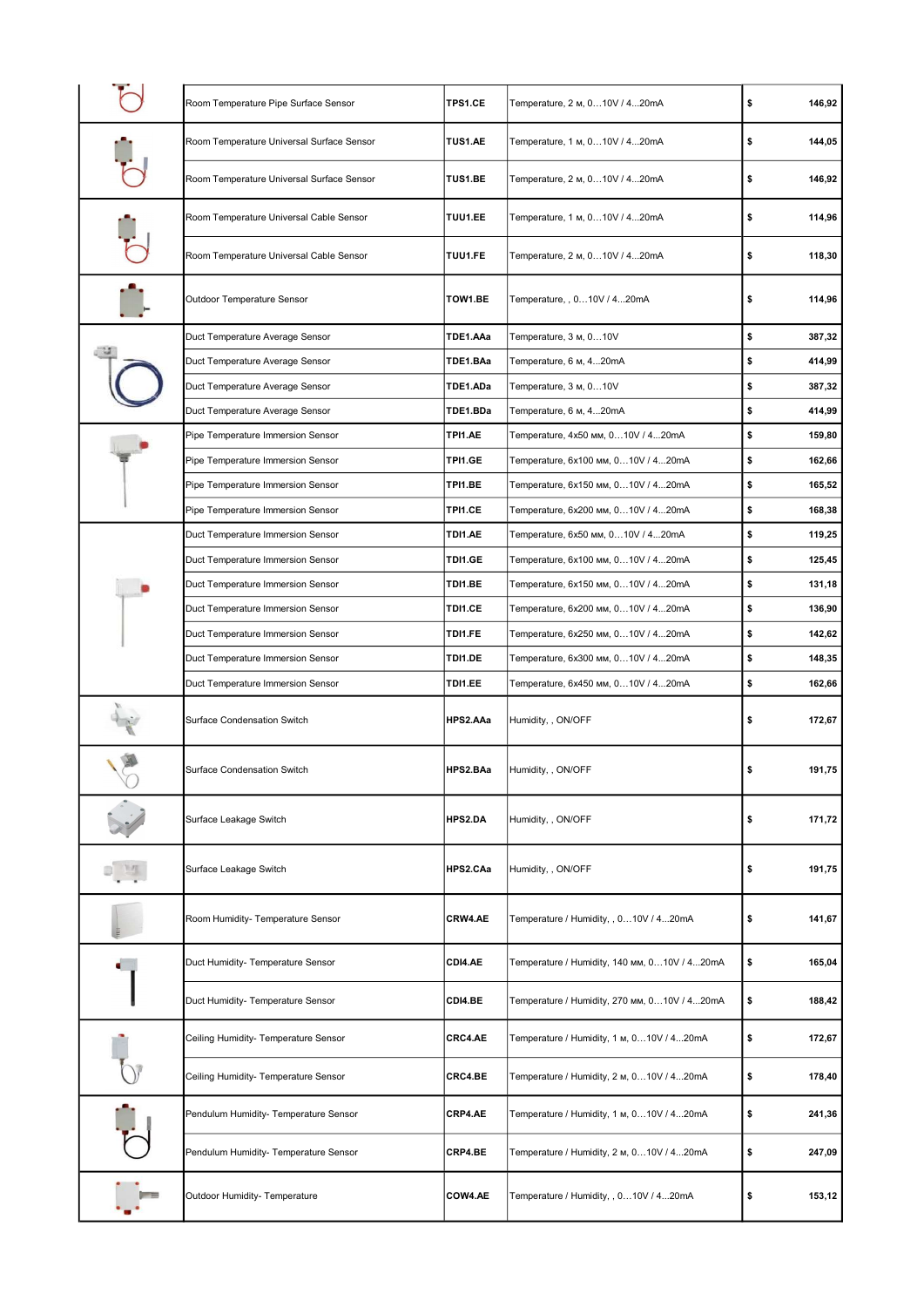| | | | | | |
|---|---|---|---|---|---|
| | Room Temperature Pipe Surface Sensor | TPS1.CE | Temperature, 2 м, 0…10V / 4...20mA | $ | 146,92 |
| | Room Temperature Universal Surface Sensor | TUS1.AE | Temperature, 1 м, 0…10V / 4...20mA | $ | 144,05 |
| | Room Temperature Universal Surface Sensor | TUS1.BE | Temperature, 2 м, 0…10V / 4...20mA | $ | 146,92 |
| | Room Temperature Universal Cable Sensor | TUU1.EE | Temperature, 1 м, 0…10V / 4...20mA | $ | 114,96 |
| | Room Temperature Universal Cable Sensor | TUU1.FE | Temperature, 2 м, 0…10V / 4...20mA | $ | 118,30 |
| | Outdoor Temperature Sensor | TOW1.BE | Temperature, , 0…10V / 4...20mA | $ | 114,96 |
| | Duct Temperature Average Sensor | TDE1.AAa | Temperature, 3 м, 0…10V | $ | 387,32 |
| | Duct Temperature Average Sensor | TDE1.BAa | Temperature, 6 м, 4...20mA | $ | 414,99 |
| | Duct Temperature Average Sensor | TDE1.ADa | Temperature, 3 м, 0…10V | $ | 387,32 |
| | Duct Temperature Average Sensor | TDE1.BDa | Temperature, 6 м, 4...20mA | $ | 414,99 |
| | Pipe Temperature Immersion Sensor | TPI1.AE | Temperature, 4x50 мм, 0…10V / 4...20mA | $ | 159,80 |
| | Pipe Temperature Immersion Sensor | TPI1.GE | Temperature, 6x100 мм, 0…10V / 4...20mA | $ | 162,66 |
| | Pipe Temperature Immersion Sensor | TPI1.BE | Temperature, 6x150 мм, 0…10V / 4...20mA | $ | 165,52 |
| | Pipe Temperature Immersion Sensor | TPI1.CE | Temperature, 6x200 мм, 0…10V / 4...20mA | $ | 168,38 |
| | Duct Temperature Immersion Sensor | TDI1.AE | Temperature, 6x50 мм, 0…10V / 4...20mA | $ | 119,25 |
| | Duct Temperature Immersion Sensor | TDI1.GE | Temperature, 6x100 мм, 0…10V / 4...20mA | $ | 125,45 |
| | Duct Temperature Immersion Sensor | TDI1.BE | Temperature, 6x150 мм, 0…10V / 4...20mA | $ | 131,18 |
| | Duct Temperature Immersion Sensor | TDI1.CE | Temperature, 6x200 мм, 0…10V / 4...20mA | $ | 136,90 |
| | Duct Temperature Immersion Sensor | TDI1.FE | Temperature, 6x250 мм, 0…10V / 4...20mA | $ | 142,62 |
| | Duct Temperature Immersion Sensor | TDI1.DE | Temperature, 6x300 мм, 0…10V / 4...20mA | $ | 148,35 |
| | Duct Temperature Immersion Sensor | TDI1.EE | Temperature, 6x450 мм, 0…10V / 4...20mA | $ | 162,66 |
| | Surface Condensation Switch | HPS2.AAa | Humidity, , ON/OFF | $ | 172,67 |
| | Surface Condensation Switch | HPS2.BAa | Humidity, , ON/OFF | $ | 191,75 |
| | Surface Leakage Switch | HPS2.DA | Humidity, , ON/OFF | $ | 171,72 |
| | Surface Leakage Switch | HPS2.CAa | Humidity, , ON/OFF | $ | 191,75 |
| | Room Humidity- Temperature Sensor | CRW4.AE | Temperature / Humidity, , 0…10V / 4...20mA | $ | 141,67 |
| | Duct Humidity- Temperature Sensor | CDI4.AE | Temperature / Humidity, 140 мм, 0…10V / 4...20mA | $ | 165,04 |
| | Duct Humidity- Temperature Sensor | CDI4.BE | Temperature / Humidity, 270 мм, 0…10V / 4...20mA | $ | 188,42 |
| | Ceiling Humidity- Temperature Sensor | CRC4.AE | Temperature / Humidity, 1 м, 0…10V / 4...20mA | $ | 172,67 |
| | Ceiling Humidity- Temperature Sensor | CRC4.BE | Temperature / Humidity, 2 м, 0…10V / 4...20mA | $ | 178,40 |
| | Pendulum Humidity- Temperature Sensor | CRP4.AE | Temperature / Humidity, 1 м, 0…10V / 4...20mA | $ | 241,36 |
| | Pendulum Humidity- Temperature Sensor | CRP4.BE | Temperature / Humidity, 2 м, 0…10V / 4...20mA | $ | 247,09 |
| | Outdoor Humidity- Temperature | COW4.AE | Temperature / Humidity, , 0…10V / 4...20mA | $ | 153,12 |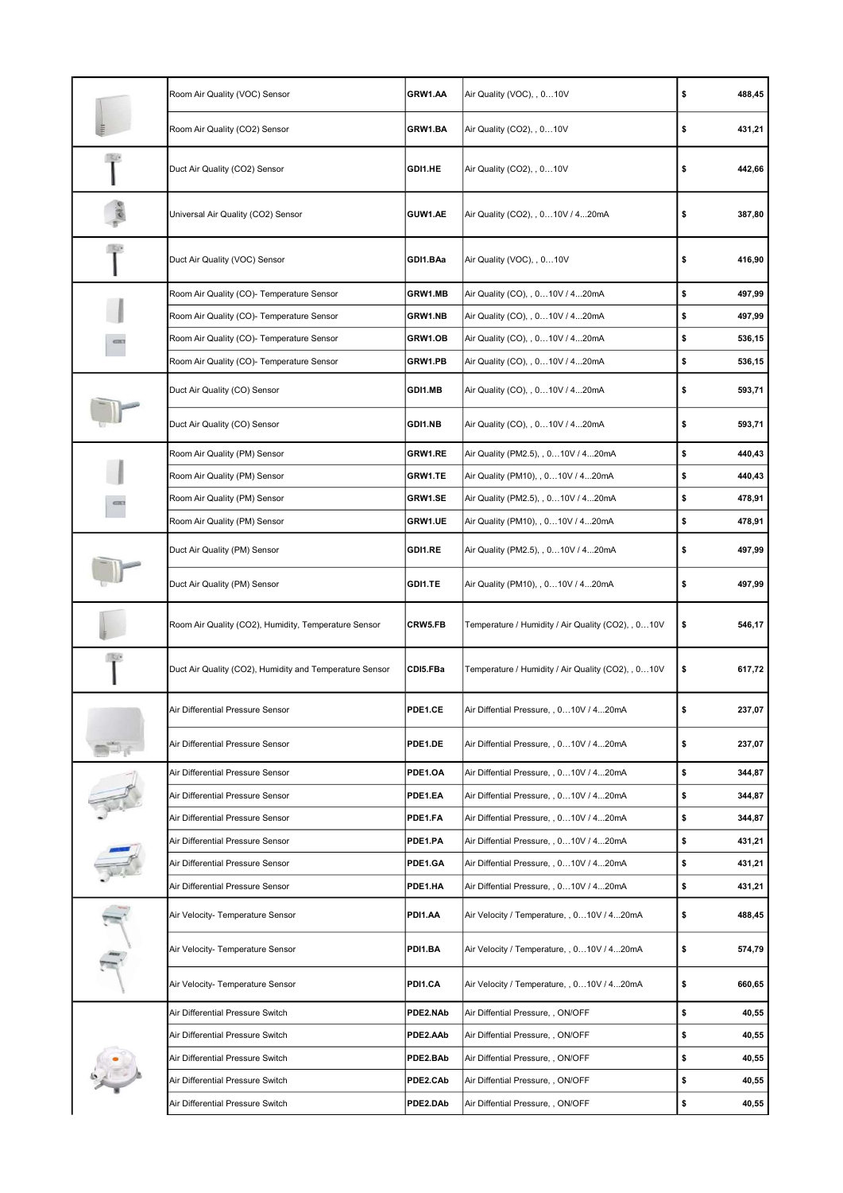| | Description | Model | Specification | | Price |
|---|---|---|---|---|---|
| | Room Air Quality (VOC) Sensor | **GRW1.AA** | Air Quality (VOC), , 0…10V | $ | 488,45 |
| | Room Air Quality (CO2) Sensor | **GRW1.BA** | Air Quality (CO2), , 0…10V | $ | 431,21 |
| | Duct Air Quality (CO2) Sensor | **GDI1.HE** | Air Quality (CO2), , 0…10V | $ | 442,66 |
| | Universal Air Quality (CO2) Sensor | **GUW1.AE** | Air Quality (CO2), , 0…10V / 4...20mA | $ | 387,80 |
| | Duct Air Quality (VOC) Sensor | **GDI1.BAa** | Air Quality (VOC), , 0…10V | $ | 416,90 |
| | Room Air Quality (CO)- Temperature Sensor | **GRW1.MB** | Air Quality (CO), , 0…10V / 4...20mA | $ | 497,99 |
| | Room Air Quality (CO)- Temperature Sensor | **GRW1.NB** | Air Quality (CO), , 0…10V / 4...20mA | $ | 497,99 |
| | Room Air Quality (CO)- Temperature Sensor | **GRW1.OB** | Air Quality (CO), , 0…10V / 4...20mA | $ | 536,15 |
| | Room Air Quality (CO)- Temperature Sensor | **GRW1.PB** | Air Quality (CO), , 0…10V / 4...20mA | $ | 536,15 |
| | Duct Air Quality (CO) Sensor | **GDI1.MB** | Air Quality (CO), , 0…10V / 4...20mA | $ | 593,71 |
| | Duct Air Quality (CO) Sensor | **GDI1.NB** | Air Quality (CO), , 0…10V / 4...20mA | $ | 593,71 |
| | Room Air Quality (PM) Sensor | **GRW1.RE** | Air Quality (PM2.5), , 0…10V / 4...20mA | $ | 440,43 |
| | Room Air Quality (PM) Sensor | **GRW1.TE** | Air Quality (PM10), , 0…10V / 4...20mA | $ | 440,43 |
| | Room Air Quality (PM) Sensor | **GRW1.SE** | Air Quality (PM2.5), , 0…10V / 4...20mA | $ | 478,91 |
| | Room Air Quality (PM) Sensor | **GRW1.UE** | Air Quality (PM10), , 0…10V / 4...20mA | $ | 478,91 |
| | Duct Air Quality (PM) Sensor | **GDI1.RE** | Air Quality (PM2.5), , 0…10V / 4...20mA | $ | 497,99 |
| | Duct Air Quality (PM) Sensor | **GDI1.TE** | Air Quality (PM10), , 0…10V / 4...20mA | $ | 497,99 |
| | Room Air Quality (CO2), Humidity, Temperature Sensor | **CRW5.FB** | Temperature / Humidity / Air Quality (CO2), , 0…10V | $ | 546,17 |
| | Duct Air Quality (CO2), Humidity and Temperature Sensor | **CDI5.FBa** | Temperature / Humidity / Air Quality (CO2), , 0…10V | $ | 617,72 |
| | Air Differential Pressure Sensor | **PDE1.CE** | Air Diffential Pressure, , 0…10V / 4...20mA | $ | 237,07 |
| | Air Differential Pressure Sensor | **PDE1.DE** | Air Diffential Pressure, , 0…10V / 4...20mA | $ | 237,07 |
| | Air Differential Pressure Sensor | **PDE1.OA** | Air Diffential Pressure, , 0…10V / 4...20mA | $ | 344,87 |
| | Air Differential Pressure Sensor | **PDE1.EA** | Air Diffential Pressure, , 0…10V / 4...20mA | $ | 344,87 |
| | Air Differential Pressure Sensor | **PDE1.FA** | Air Diffential Pressure, , 0…10V / 4...20mA | $ | 344,87 |
| | Air Differential Pressure Sensor | **PDE1.PA** | Air Diffential Pressure, , 0…10V / 4...20mA | $ | 431,21 |
| | Air Differential Pressure Sensor | **PDE1.GA** | Air Diffential Pressure, , 0…10V / 4...20mA | $ | 431,21 |
| | Air Differential Pressure Sensor | **PDE1.HA** | Air Diffential Pressure, , 0…10V / 4...20mA | $ | 431,21 |
| | Air Velocity- Temperature Sensor | **PDI1.AA** | Air Velocity / Temperature, , 0…10V / 4...20mA | $ | 488,45 |
| | Air Velocity- Temperature Sensor | **PDI1.BA** | Air Velocity / Temperature, , 0…10V / 4...20mA | $ | 574,79 |
| | Air Velocity- Temperature Sensor | **PDI1.CA** | Air Velocity / Temperature, , 0…10V / 4...20mA | $ | 660,65 |
| | Air Differential Pressure Switch | **PDE2.NAb** | Air Diffential Pressure, , ON/OFF | $ | 40,55 |
| | Air Differential Pressure Switch | **PDE2.AAb** | Air Diffential Pressure, , ON/OFF | $ | 40,55 |
| | Air Differential Pressure Switch | **PDE2.BAb** | Air Diffential Pressure, , ON/OFF | $ | 40,55 |
| | Air Differential Pressure Switch | **PDE2.CAb** | Air Diffential Pressure, , ON/OFF | $ | 40,55 |
| | Air Differential Pressure Switch | **PDE2.DAb** | Air Diffential Pressure, , ON/OFF | $ | 40,55 |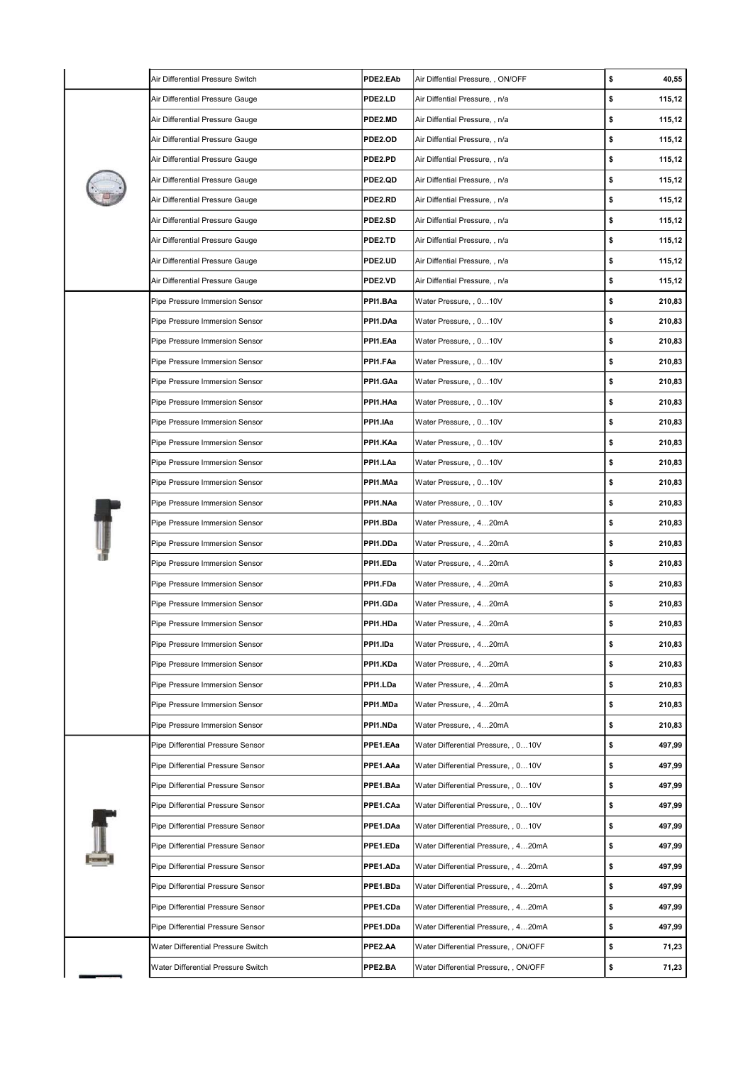| | | | | |
|---|---|---|---|---|
| | Air Differential Pressure Switch | PDE2.EAb | Air Diffential Pressure, , ON/OFF | $ 40,55 |
| | Air Differential Pressure Gauge | PDE2.LD | Air Diffential Pressure, , n/a | $ 115,12 |
| | Air Differential Pressure Gauge | PDE2.MD | Air Diffential Pressure, , n/a | $ 115,12 |
| | Air Differential Pressure Gauge | PDE2.OD | Air Diffential Pressure, , n/a | $ 115,12 |
| | Air Differential Pressure Gauge | PDE2.PD | Air Diffential Pressure, , n/a | $ 115,12 |
| | Air Differential Pressure Gauge | PDE2.QD | Air Diffential Pressure, , n/a | $ 115,12 |
| | Air Differential Pressure Gauge | PDE2.RD | Air Diffential Pressure, , n/a | $ 115,12 |
| | Air Differential Pressure Gauge | PDE2.SD | Air Diffential Pressure, , n/a | $ 115,12 |
| | Air Differential Pressure Gauge | PDE2.TD | Air Diffential Pressure, , n/a | $ 115,12 |
| | Air Differential Pressure Gauge | PDE2.UD | Air Diffential Pressure, , n/a | $ 115,12 |
| | Air Differential Pressure Gauge | PDE2.VD | Air Diffential Pressure, , n/a | $ 115,12 |
| | Pipe Pressure Immersion Sensor | PPI1.BAa | Water Pressure, , 0…10V | $ 210,83 |
| | Pipe Pressure Immersion Sensor | PPI1.DAa | Water Pressure, , 0…10V | $ 210,83 |
| | Pipe Pressure Immersion Sensor | PPI1.EAa | Water Pressure, , 0…10V | $ 210,83 |
| | Pipe Pressure Immersion Sensor | PPI1.FAa | Water Pressure, , 0…10V | $ 210,83 |
| | Pipe Pressure Immersion Sensor | PPI1.GAa | Water Pressure, , 0…10V | $ 210,83 |
| | Pipe Pressure Immersion Sensor | PPI1.HAa | Water Pressure, , 0…10V | $ 210,83 |
| | Pipe Pressure Immersion Sensor | PPI1.IAa | Water Pressure, , 0…10V | $ 210,83 |
| | Pipe Pressure Immersion Sensor | PPI1.KAa | Water Pressure, , 0…10V | $ 210,83 |
| | Pipe Pressure Immersion Sensor | PPI1.LAa | Water Pressure, , 0…10V | $ 210,83 |
| | Pipe Pressure Immersion Sensor | PPI1.MAa | Water Pressure, , 0…10V | $ 210,83 |
| | Pipe Pressure Immersion Sensor | PPI1.NAa | Water Pressure, , 0…10V | $ 210,83 |
| | Pipe Pressure Immersion Sensor | PPI1.BDa | Water Pressure, , 4…20mA | $ 210,83 |
| | Pipe Pressure Immersion Sensor | PPI1.DDa | Water Pressure, , 4…20mA | $ 210,83 |
| | Pipe Pressure Immersion Sensor | PPI1.EDa | Water Pressure, , 4…20mA | $ 210,83 |
| | Pipe Pressure Immersion Sensor | PPI1.FDa | Water Pressure, , 4…20mA | $ 210,83 |
| | Pipe Pressure Immersion Sensor | PPI1.GDa | Water Pressure, , 4…20mA | $ 210,83 |
| | Pipe Pressure Immersion Sensor | PPI1.HDa | Water Pressure, , 4…20mA | $ 210,83 |
| | Pipe Pressure Immersion Sensor | PPI1.IDa | Water Pressure, , 4…20mA | $ 210,83 |
| | Pipe Pressure Immersion Sensor | PPI1.KDa | Water Pressure, , 4…20mA | $ 210,83 |
| | Pipe Pressure Immersion Sensor | PPI1.LDa | Water Pressure, , 4…20mA | $ 210,83 |
| | Pipe Pressure Immersion Sensor | PPI1.MDa | Water Pressure, , 4…20mA | $ 210,83 |
| | Pipe Pressure Immersion Sensor | PPI1.NDa | Water Pressure, , 4…20mA | $ 210,83 |
| | Pipe Differential Pressure Sensor | PPE1.EAa | Water Differential Pressure, , 0…10V | $ 497,99 |
| | Pipe Differential Pressure Sensor | PPE1.AAa | Water Differential Pressure, , 0…10V | $ 497,99 |
| | Pipe Differential Pressure Sensor | PPE1.BAa | Water Differential Pressure, , 0…10V | $ 497,99 |
| | Pipe Differential Pressure Sensor | PPE1.CAa | Water Differential Pressure, , 0…10V | $ 497,99 |
| | Pipe Differential Pressure Sensor | PPE1.DAa | Water Differential Pressure, , 0…10V | $ 497,99 |
| | Pipe Differential Pressure Sensor | PPE1.EDa | Water Differential Pressure, , 4…20mA | $ 497,99 |
| | Pipe Differential Pressure Sensor | PPE1.ADa | Water Differential Pressure, , 4…20mA | $ 497,99 |
| | Pipe Differential Pressure Sensor | PPE1.BDa | Water Differential Pressure, , 4…20mA | $ 497,99 |
| | Pipe Differential Pressure Sensor | PPE1.CDa | Water Differential Pressure, , 4…20mA | $ 497,99 |
| | Pipe Differential Pressure Sensor | PPE1.DDa | Water Differential Pressure, , 4…20mA | $ 497,99 |
| | Water Differential Pressure Switch | PPE2.AA | Water Differential Pressure, , ON/OFF | $ 71,23 |
| | Water Differential Pressure Switch | PPE2.BA | Water Differential Pressure, , ON/OFF | $ 71,23 |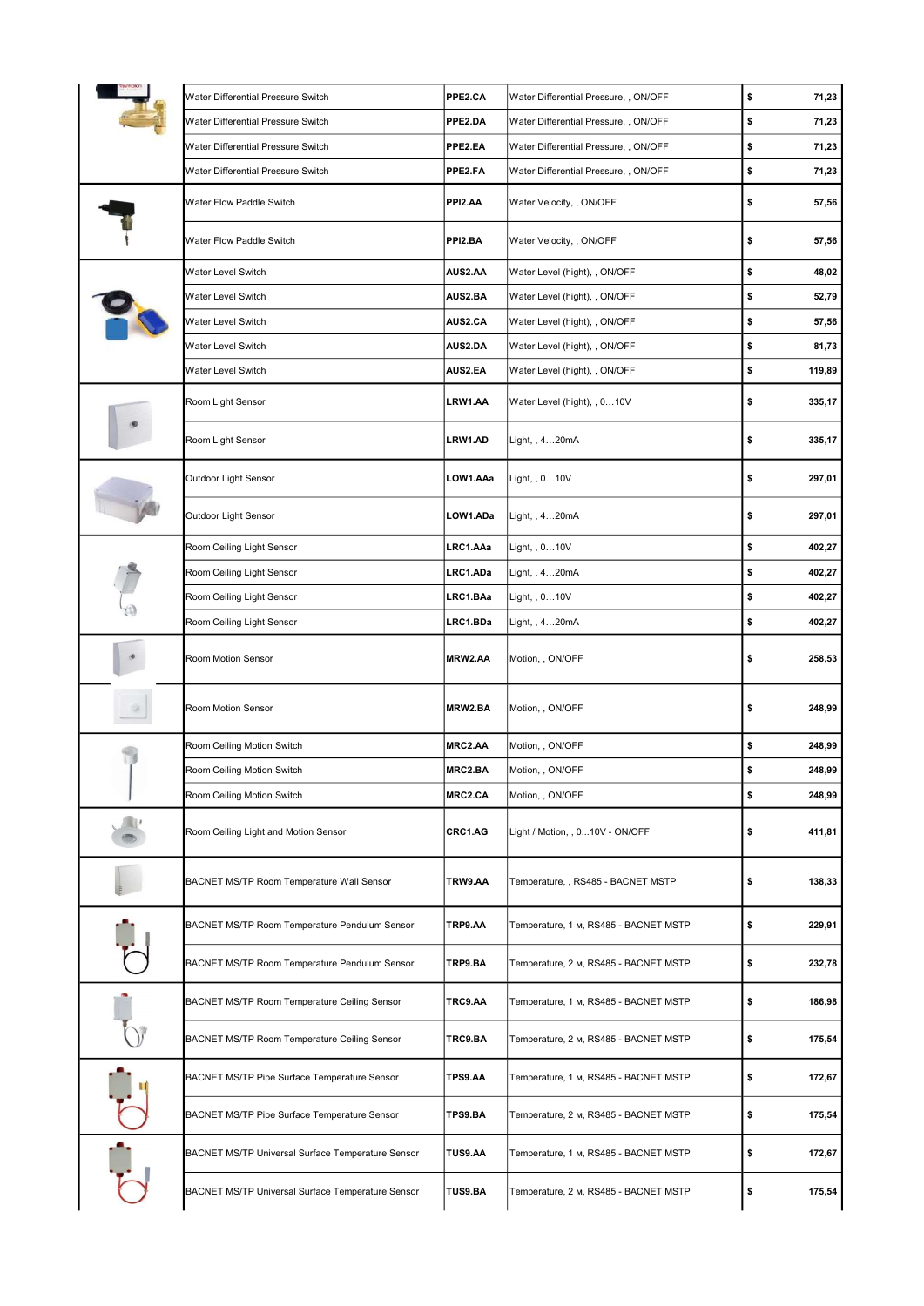| | | | | | |
|---|---|---|---|---|---|
| | Water Differential Pressure Switch | PPE2.CA | Water Differential Pressure, , ON/OFF | $ | 71,23 |
| | Water Differential Pressure Switch | PPE2.DA | Water Differential Pressure, , ON/OFF | $ | 71,23 |
| | Water Differential Pressure Switch | PPE2.EA | Water Differential Pressure, , ON/OFF | $ | 71,23 |
| | Water Differential Pressure Switch | PPE2.FA | Water Differential Pressure, , ON/OFF | $ | 71,23 |
| | Water Flow Paddle Switch | PPI2.AA | Water Velocity, , ON/OFF | $ | 57,56 |
| | Water Flow Paddle Switch | PPI2.BA | Water Velocity, , ON/OFF | $ | 57,56 |
| | Water Level Switch | AUS2.AA | Water Level (hight), , ON/OFF | $ | 48,02 |
| | Water Level Switch | AUS2.BA | Water Level (hight), , ON/OFF | $ | 52,79 |
| | Water Level Switch | AUS2.CA | Water Level (hight), , ON/OFF | $ | 57,56 |
| | Water Level Switch | AUS2.DA | Water Level (hight), , ON/OFF | $ | 81,73 |
| | Water Level Switch | AUS2.EA | Water Level (hight), , ON/OFF | $ | 119,89 |
| | Room Light Sensor | LRW1.AA | Water Level (hight), , 0…10V | $ | 335,17 |
| | Room Light Sensor | LRW1.AD | Light, , 4…20mA | $ | 335,17 |
| | Outdoor Light Sensor | LOW1.AAa | Light, , 0…10V | $ | 297,01 |
| | Outdoor Light Sensor | LOW1.ADa | Light, , 4…20mA | $ | 297,01 |
| | Room Ceiling Light Sensor | LRC1.AAa | Light, , 0…10V | $ | 402,27 |
| | Room Ceiling Light Sensor | LRC1.ADa | Light, , 4…20mA | $ | 402,27 |
| | Room Ceiling Light Sensor | LRC1.BAa | Light, , 0…10V | $ | 402,27 |
| | Room Ceiling Light Sensor | LRC1.BDa | Light, , 4…20mA | $ | 402,27 |
| | Room Motion Sensor | MRW2.AA | Motion, , ON/OFF | $ | 258,53 |
| | Room Motion Sensor | MRW2.BA | Motion, , ON/OFF | $ | 248,99 |
| | Room Ceiling Motion Switch | MRC2.AA | Motion, , ON/OFF | $ | 248,99 |
| | Room Ceiling Motion Switch | MRC2.BA | Motion, , ON/OFF | $ | 248,99 |
| | Room Ceiling Motion Switch | MRC2.CA | Motion, , ON/OFF | $ | 248,99 |
| | Room Ceiling Light and Motion Sensor | CRC1.AG | Light / Motion, , 0...10V - ON/OFF | $ | 411,81 |
| | BACNET MS/TP Room Temperature Wall Sensor | TRW9.AA | Temperature, , RS485 - BACNET MSTP | $ | 138,33 |
| | BACNET MS/TP Room Temperature Pendulum Sensor | TRP9.AA | Temperature, 1 м, RS485 - BACNET MSTP | $ | 229,91 |
| | BACNET MS/TP Room Temperature Pendulum Sensor | TRP9.BA | Temperature, 2 м, RS485 - BACNET MSTP | $ | 232,78 |
| | BACNET MS/TP Room Temperature Ceiling Sensor | TRC9.AA | Temperature, 1 м, RS485 - BACNET MSTP | $ | 186,98 |
| | BACNET MS/TP Room Temperature Ceiling Sensor | TRC9.BA | Temperature, 2 м, RS485 - BACNET MSTP | $ | 175,54 |
| | BACNET MS/TP Pipe Surface Temperature Sensor | TPS9.AA | Temperature, 1 м, RS485 - BACNET MSTP | $ | 172,67 |
| | BACNET MS/TP Pipe Surface Temperature Sensor | TPS9.BA | Temperature, 2 м, RS485 - BACNET MSTP | $ | 175,54 |
| | BACNET MS/TP Universal Surface Temperature Sensor | TUS9.AA | Temperature, 1 м, RS485 - BACNET MSTP | $ | 172,67 |
| | BACNET MS/TP Universal Surface Temperature Sensor | TUS9.BA | Temperature, 2 м, RS485 - BACNET MSTP | $ | 175,54 |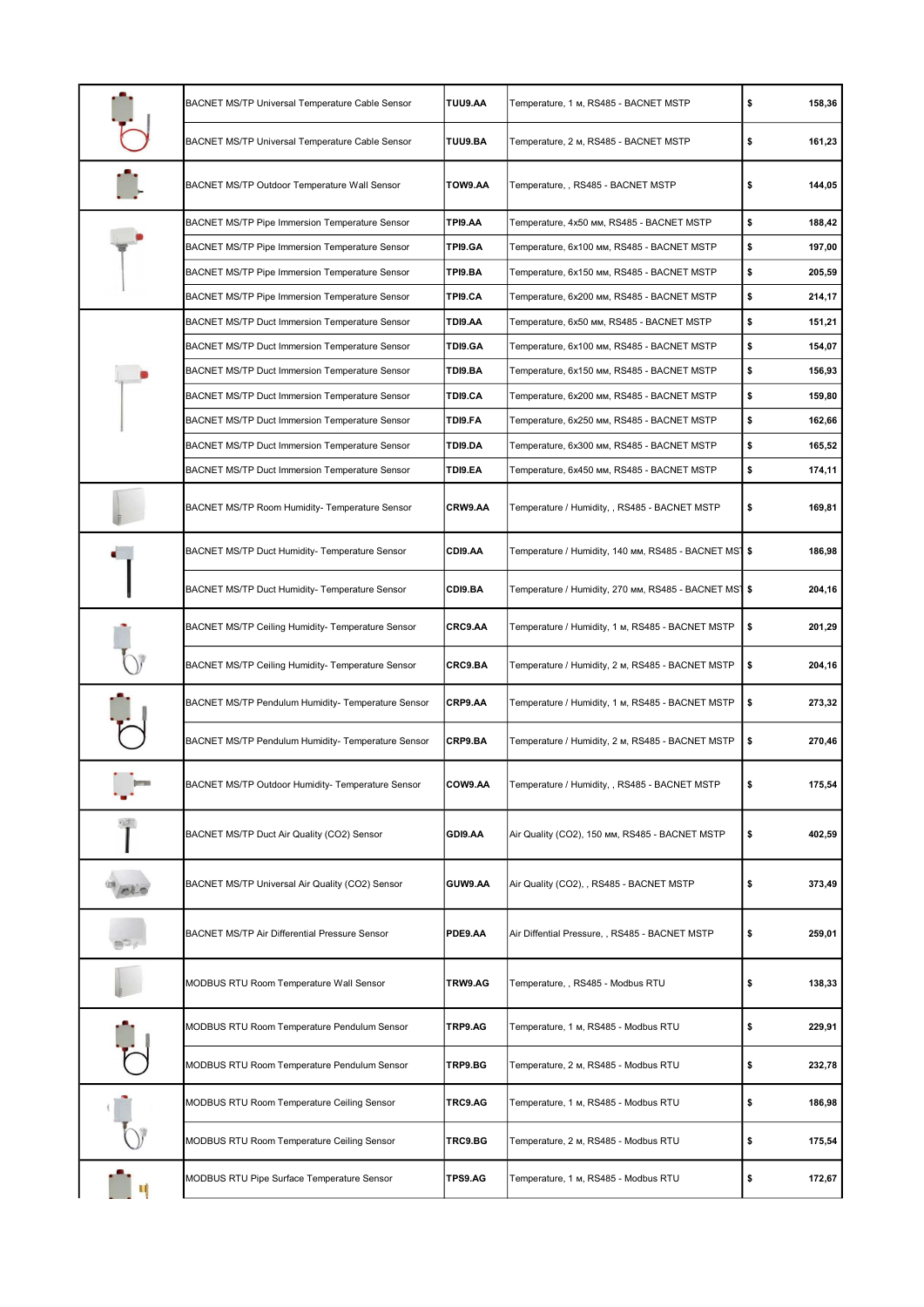| | | | | | |
|---|---|---|---|---|---|
| | BACNET MS/TP Universal Temperature Cable Sensor | TUU9.AA | Temperature, 1 м, RS485 - BACNET MSTP | $ | 158,36 |
| | BACNET MS/TP Universal Temperature Cable Sensor | TUU9.BA | Temperature, 2 м, RS485 - BACNET MSTP | $ | 161,23 |
| | BACNET MS/TP Outdoor Temperature Wall Sensor | TOW9.AA | Temperature, , RS485 - BACNET MSTP | $ | 144,05 |
| | BACNET MS/TP Pipe Immersion Temperature Sensor | TPI9.AA | Temperature, 4x50 мм, RS485 - BACNET MSTP | $ | 188,42 |
| | BACNET MS/TP Pipe Immersion Temperature Sensor | TPI9.GA | Temperature, 6x100 мм, RS485 - BACNET MSTP | $ | 197,00 |
| | BACNET MS/TP Pipe Immersion Temperature Sensor | TPI9.BA | Temperature, 6x150 мм, RS485 - BACNET MSTP | $ | 205,59 |
| | BACNET MS/TP Pipe Immersion Temperature Sensor | TPI9.CA | Temperature, 6x200 мм, RS485 - BACNET MSTP | $ | 214,17 |
| | BACNET MS/TP Duct Immersion Temperature Sensor | TDI9.AA | Temperature, 6x50 мм, RS485 - BACNET MSTP | $ | 151,21 |
| | BACNET MS/TP Duct Immersion Temperature Sensor | TDI9.GA | Temperature, 6x100 мм, RS485 - BACNET MSTP | $ | 154,07 |
| | BACNET MS/TP Duct Immersion Temperature Sensor | TDI9.BA | Temperature, 6x150 мм, RS485 - BACNET MSTP | $ | 156,93 |
| | BACNET MS/TP Duct Immersion Temperature Sensor | TDI9.CA | Temperature, 6x200 мм, RS485 - BACNET MSTP | $ | 159,80 |
| | BACNET MS/TP Duct Immersion Temperature Sensor | TDI9.FA | Temperature, 6x250 мм, RS485 - BACNET MSTP | $ | 162,66 |
| | BACNET MS/TP Duct Immersion Temperature Sensor | TDI9.DA | Temperature, 6x300 мм, RS485 - BACNET MSTP | $ | 165,52 |
| | BACNET MS/TP Duct Immersion Temperature Sensor | TDI9.EA | Temperature, 6x450 мм, RS485 - BACNET MSTP | $ | 174,11 |
| | BACNET MS/TP Room Humidity- Temperature Sensor | CRW9.AA | Temperature / Humidity, , RS485 - BACNET MSTP | $ | 169,81 |
| | BACNET MS/TP Duct Humidity- Temperature Sensor | CDI9.AA | Temperature / Humidity, 140 мм, RS485 - BACNET MS | $ | 186,98 |
| | BACNET MS/TP Duct Humidity- Temperature Sensor | CDI9.BA | Temperature / Humidity, 270 мм, RS485 - BACNET MS | $ | 204,16 |
| | BACNET MS/TP Ceiling Humidity- Temperature Sensor | CRC9.AA | Temperature / Humidity, 1 м, RS485 - BACNET MSTP | $ | 201,29 |
| | BACNET MS/TP Ceiling Humidity- Temperature Sensor | CRC9.BA | Temperature / Humidity, 2 м, RS485 - BACNET MSTP | $ | 204,16 |
| | BACNET MS/TP Pendulum Humidity- Temperature Sensor | CRP9.AA | Temperature / Humidity, 1 м, RS485 - BACNET MSTP | $ | 273,32 |
| | BACNET MS/TP Pendulum Humidity- Temperature Sensor | CRP9.BA | Temperature / Humidity, 2 м, RS485 - BACNET MSTP | $ | 270,46 |
| | BACNET MS/TP Outdoor Humidity- Temperature Sensor | COW9.AA | Temperature / Humidity, , RS485 - BACNET MSTP | $ | 175,54 |
| | BACNET MS/TP Duct Air Quality (CO2) Sensor | GDI9.AA | Air Quality (CO2), 150 мм, RS485 - BACNET MSTP | $ | 402,59 |
| | BACNET MS/TP Universal Air Quality (CO2) Sensor | GUW9.AA | Air Quality (CO2), , RS485 - BACNET MSTP | $ | 373,49 |
| | BACNET MS/TP Air Differential Pressure Sensor | PDE9.AA | Air Diffential Pressure, , RS485 - BACNET MSTP | $ | 259,01 |
| | MODBUS RTU Room Temperature Wall Sensor | TRW9.AG | Temperature, , RS485 - Modbus RTU | $ | 138,33 |
| | MODBUS RTU Room Temperature Pendulum Sensor | TRP9.AG | Temperature, 1 м, RS485 - Modbus RTU | $ | 229,91 |
| | MODBUS RTU Room Temperature Pendulum Sensor | TRP9.BG | Temperature, 2 м, RS485 - Modbus RTU | $ | 232,78 |
| | MODBUS RTU Room Temperature Ceiling Sensor | TRC9.AG | Temperature, 1 м, RS485 - Modbus RTU | $ | 186,98 |
| | MODBUS RTU Room Temperature Ceiling Sensor | TRC9.BG | Temperature, 2 м, RS485 - Modbus RTU | $ | 175,54 |
| | MODBUS RTU Pipe Surface Temperature Sensor | TPS9.AG | Temperature, 1 м, RS485 - Modbus RTU | $ | 172,67 |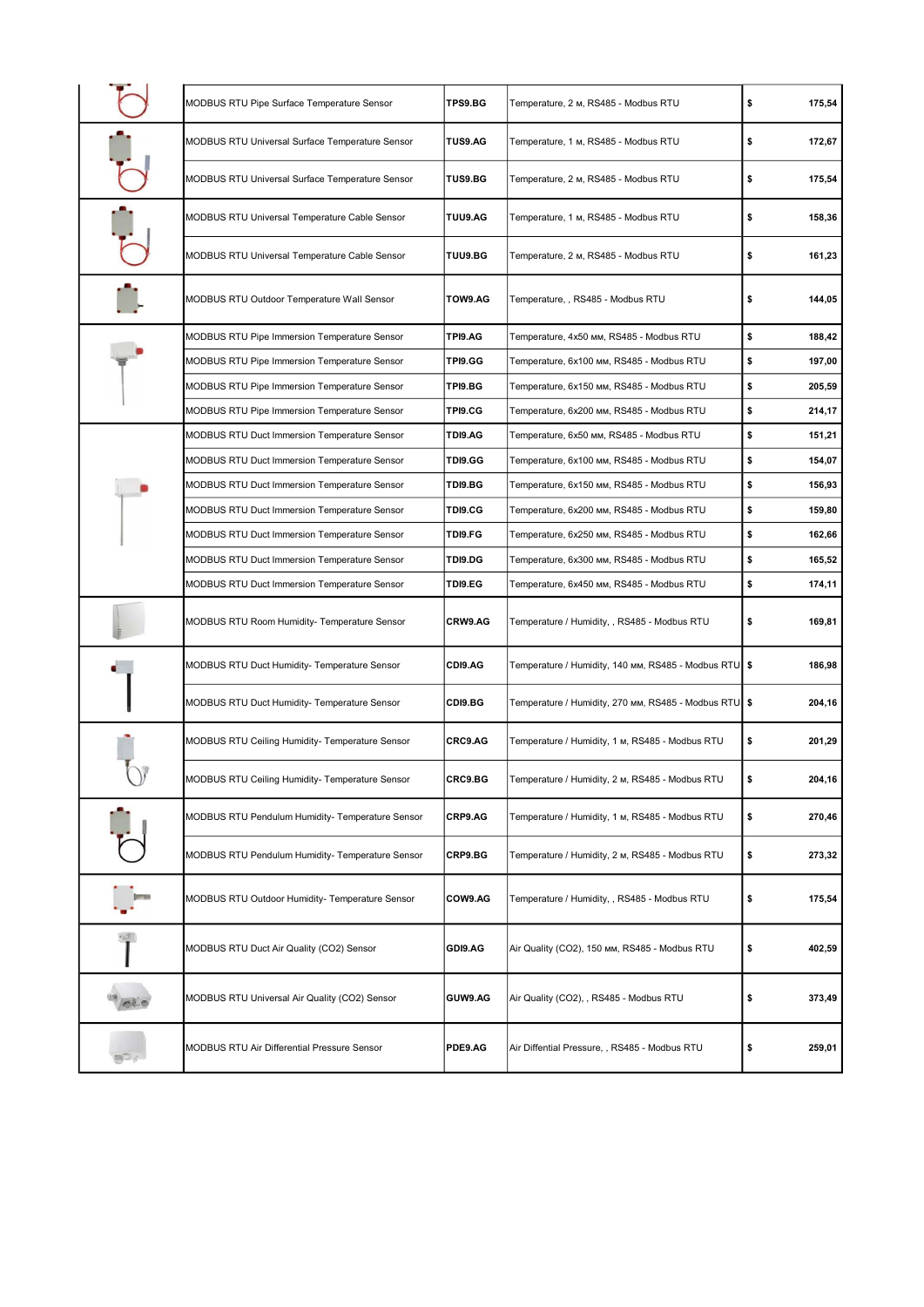| | | | | | |
|---|---|---|---|---|---|
| | MODBUS RTU Pipe Surface Temperature Sensor | TPS9.BG | Temperature, 2 м, RS485 - Modbus RTU | $ | 175,54 |
| | MODBUS RTU Universal Surface Temperature Sensor | TUS9.AG | Temperature, 1 м, RS485 - Modbus RTU | $ | 172,67 |
| | MODBUS RTU Universal Surface Temperature Sensor | TUS9.BG | Temperature, 2 м, RS485 - Modbus RTU | $ | 175,54 |
| | MODBUS RTU Universal Temperature Cable Sensor | TUU9.AG | Temperature, 1 м, RS485 - Modbus RTU | $ | 158,36 |
| | MODBUS RTU Universal Temperature Cable Sensor | TUU9.BG | Temperature, 2 м, RS485 - Modbus RTU | $ | 161,23 |
| | MODBUS RTU Outdoor Temperature Wall Sensor | TOW9.AG | Temperature, , RS485 - Modbus RTU | $ | 144,05 |
| | MODBUS RTU Pipe Immersion Temperature Sensor | TPI9.AG | Temperature, 4x50 мм, RS485 - Modbus RTU | $ | 188,42 |
| | MODBUS RTU Pipe Immersion Temperature Sensor | TPI9.GG | Temperature, 6x100 мм, RS485 - Modbus RTU | $ | 197,00 |
| | MODBUS RTU Pipe Immersion Temperature Sensor | TPI9.BG | Temperature, 6x150 мм, RS485 - Modbus RTU | $ | 205,59 |
| | MODBUS RTU Pipe Immersion Temperature Sensor | TPI9.CG | Temperature, 6x200 мм, RS485 - Modbus RTU | $ | 214,17 |
| | MODBUS RTU Duct Immersion Temperature Sensor | TDI9.AG | Temperature, 6x50 мм, RS485 - Modbus RTU | $ | 151,21 |
| | MODBUS RTU Duct Immersion Temperature Sensor | TDI9.GG | Temperature, 6x100 мм, RS485 - Modbus RTU | $ | 154,07 |
| | MODBUS RTU Duct Immersion Temperature Sensor | TDI9.BG | Temperature, 6x150 мм, RS485 - Modbus RTU | $ | 156,93 |
| | MODBUS RTU Duct Immersion Temperature Sensor | TDI9.CG | Temperature, 6x200 мм, RS485 - Modbus RTU | $ | 159,80 |
| | MODBUS RTU Duct Immersion Temperature Sensor | TDI9.FG | Temperature, 6x250 мм, RS485 - Modbus RTU | $ | 162,66 |
| | MODBUS RTU Duct Immersion Temperature Sensor | TDI9.DG | Temperature, 6x300 мм, RS485 - Modbus RTU | $ | 165,52 |
| | MODBUS RTU Duct Immersion Temperature Sensor | TDI9.EG | Temperature, 6x450 мм, RS485 - Modbus RTU | $ | 174,11 |
| | MODBUS RTU Room Humidity- Temperature Sensor | CRW9.AG | Temperature / Humidity, , RS485 - Modbus RTU | $ | 169,81 |
| | MODBUS RTU Duct Humidity- Temperature Sensor | CDI9.AG | Temperature / Humidity, 140 мм, RS485 - Modbus RTU | $ | 186,98 |
| | MODBUS RTU Duct Humidity- Temperature Sensor | CDI9.BG | Temperature / Humidity, 270 мм, RS485 - Modbus RTU | $ | 204,16 |
| | MODBUS RTU Ceiling Humidity- Temperature Sensor | CRC9.AG | Temperature / Humidity, 1 м, RS485 - Modbus RTU | $ | 201,29 |
| | MODBUS RTU Ceiling Humidity- Temperature Sensor | CRC9.BG | Temperature / Humidity, 2 м, RS485 - Modbus RTU | $ | 204,16 |
| | MODBUS RTU Pendulum Humidity- Temperature Sensor | CRP9.AG | Temperature / Humidity, 1 м, RS485 - Modbus RTU | $ | 270,46 |
| | MODBUS RTU Pendulum Humidity- Temperature Sensor | CRP9.BG | Temperature / Humidity, 2 м, RS485 - Modbus RTU | $ | 273,32 |
| | MODBUS RTU Outdoor Humidity- Temperature Sensor | COW9.AG | Temperature / Humidity, , RS485 - Modbus RTU | $ | 175,54 |
| | MODBUS RTU Duct Air Quality (CO2) Sensor | GDI9.AG | Air Quality (CO2), 150 мм, RS485 - Modbus RTU | $ | 402,59 |
| | MODBUS RTU Universal Air Quality (CO2) Sensor | GUW9.AG | Air Quality (CO2), , RS485 - Modbus RTU | $ | 373,49 |
| | MODBUS RTU Air Differential Pressure Sensor | PDE9.AG | Air Diffential Pressure, , RS485 - Modbus RTU | $ | 259,01 |